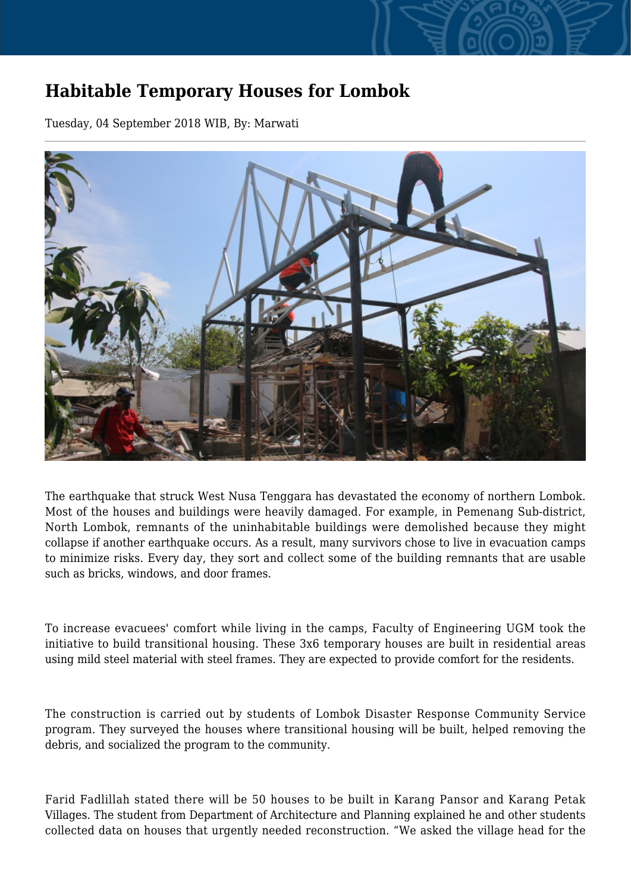# Habitable Temporary Houses for Lombok

Tuesday, 04 September 2018 WIB, By: Marwati

The earthquake that struck West Nusa Tenggara has devastated the economy of northern Lombok. Most of the houses and buildings were heavily damaged. For example, in Pemenang Sub-district, North Lombok, remnants of the uninhabitable buildings were demolished because they might collapse if another earthquake occurs. As a result, many survivors chose to live in evacuation camps to minimize risks. Every day, they sort and collect some of the building remnants that are usable such as bricks, windows, and door frames.

To increase evacuees' comfort while living in the camps, Faculty of Engineering UGM took the initiative to build transitional housing. These 3x6 temporary houses are built in residential areas using mild steel material with steel frames. They are expected to provide comfort for the residents.

The construction is carried out by students of Lombok Disaster Response Community Service program. They surveyed the houses where transitional housing will be built, helped removing the debris, and socialized the program to the community.

Farid Fadlillah stated there will be 50 houses to be built in Karang Pansor and Karang Petak Villages. The student from Department of Architecture and Planning explained he and other students collected data on houses that urgently needed reconstruction. "We asked the village head for the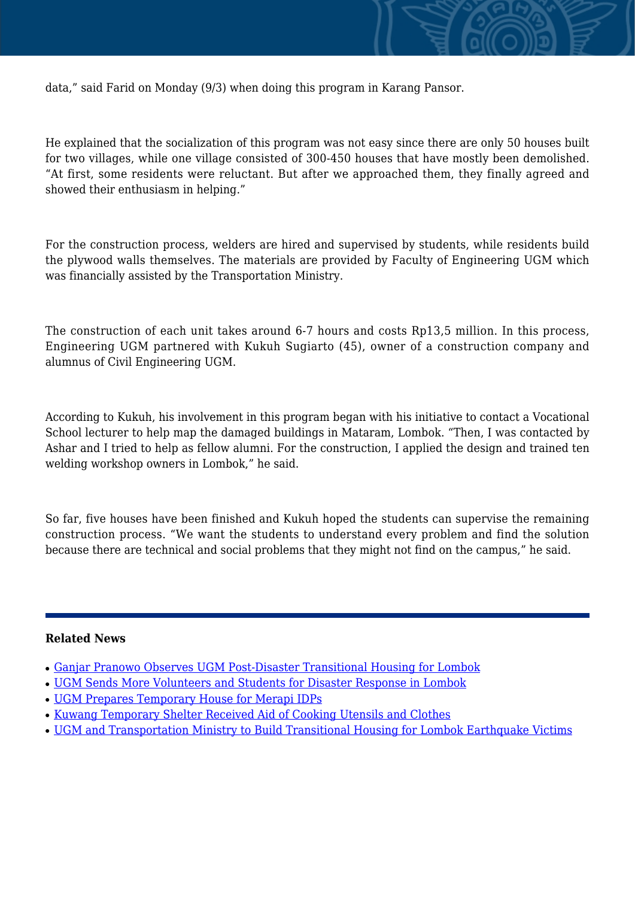data," said Farid on Monday (9/3) when doing this program in Karang Pansor.

He explained that the socialization of this program was not easy since there are only 50 houses built for two villages, while one village consisted of 300-450 houses that have mostly been demolished. "At first, some residents were reluctant. But after we approached them, they finally agreed and showed their enthusiasm in helping."

For the construction process, welders are hired and supervised by students, while residents build the plywood walls themselves. The materials are provided by Faculty of Engineering UGM which was financially assisted by the Transportation Ministry.

The construction of each unit takes around 6-7 hours and costs Rp13,5 million. In this process, Engineering UGM partnered with Kukuh Sugiarto (45), owner of a construction company and alumnus of Civil Engineering UGM.

According to Kukuh, his involvement in this program began with his initiative to contact a Vocational School lecturer to help map the damaged buildings in Mataram, Lombok. "Then, I was contacted by Ashar and I tried to help as fellow alumni. For the construction, I applied the design and trained ten welding workshop owners in Lombok," he said.

So far, five houses have been finished and Kukuh hoped the students can supervise the remaining construction process. "We want the students to understand every problem and find the solution because there are technical and social problems that they might not find on the campus," he said.

---

**Related News**

- Ganjar Pranowo Observes UGM Post-Disaster Transitional Housing for Lombok
- UGM Sends More Volunteers and Students for Disaster Response in Lombok
- UGM Prepares Temporary House for Merapi IDPs
- Kuwang Temporary Shelter Received Aid of Cooking Utensils and Clothes
- UGM and Transportation Ministry to Build Transitional Housing for Lombok Earthquake Victims